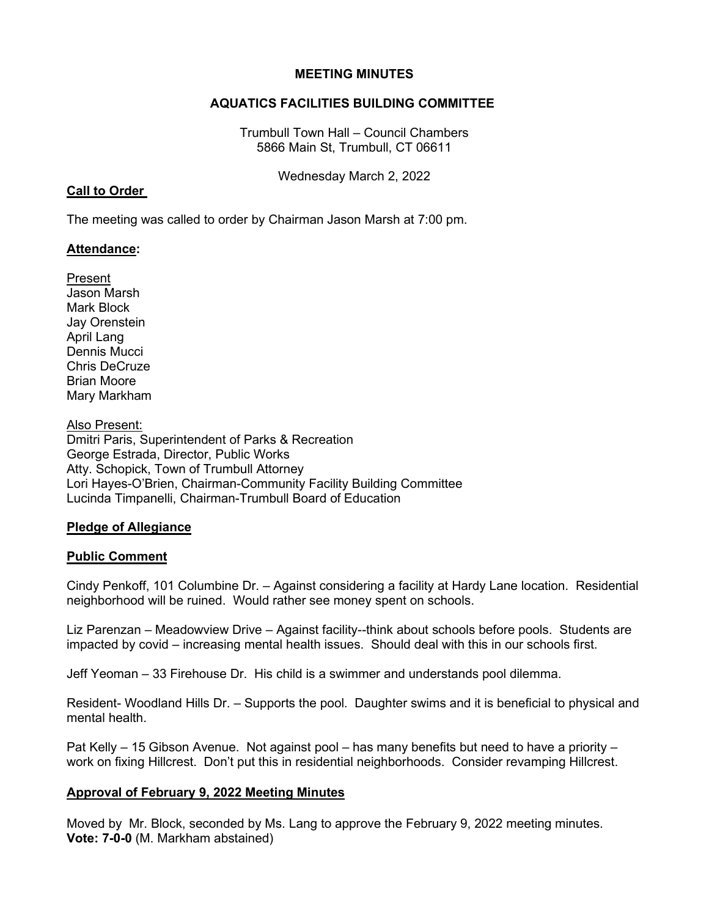# MEETING MINUTES

## AQUATICS FACILITIES BUILDING COMMITTEE

Trumbull Town Hall – Council Chambers
5866 Main St, Trumbull, CT 06611

Wednesday March 2, 2022

### Call to Order

The meeting was called to order by Chairman Jason Marsh at 7:00 pm.

### Attendance:

Present
Jason Marsh
Mark Block
Jay Orenstein
April Lang
Dennis Mucci
Chris DeCruze
Brian Moore
Mary Markham

Also Present:
Dmitri Paris, Superintendent of Parks & Recreation
George Estrada, Director, Public Works
Atty. Schopick, Town of Trumbull Attorney
Lori Hayes-O'Brien, Chairman-Community Facility Building Committee
Lucinda Timpanelli, Chairman-Trumbull Board of Education

### Pledge of Allegiance

### Public Comment

Cindy Penkoff, 101 Columbine Dr. – Against considering a facility at Hardy Lane location. Residential neighborhood will be ruined. Would rather see money spent on schools.

Liz Parenzan – Meadowview Drive – Against facility--think about schools before pools. Students are impacted by covid – increasing mental health issues. Should deal with this in our schools first.

Jeff Yeoman – 33 Firehouse Dr. His child is a swimmer and understands pool dilemma.

Resident- Woodland Hills Dr. – Supports the pool. Daughter swims and it is beneficial to physical and mental health.

Pat Kelly – 15 Gibson Avenue. Not against pool – has many benefits but need to have a priority – work on fixing Hillcrest. Don't put this in residential neighborhoods. Consider revamping Hillcrest.

### Approval of February 9, 2022 Meeting Minutes

Moved by Mr. Block, seconded by Ms. Lang to approve the February 9, 2022 meeting minutes.
**Vote: 7-0-0** (M. Markham abstained)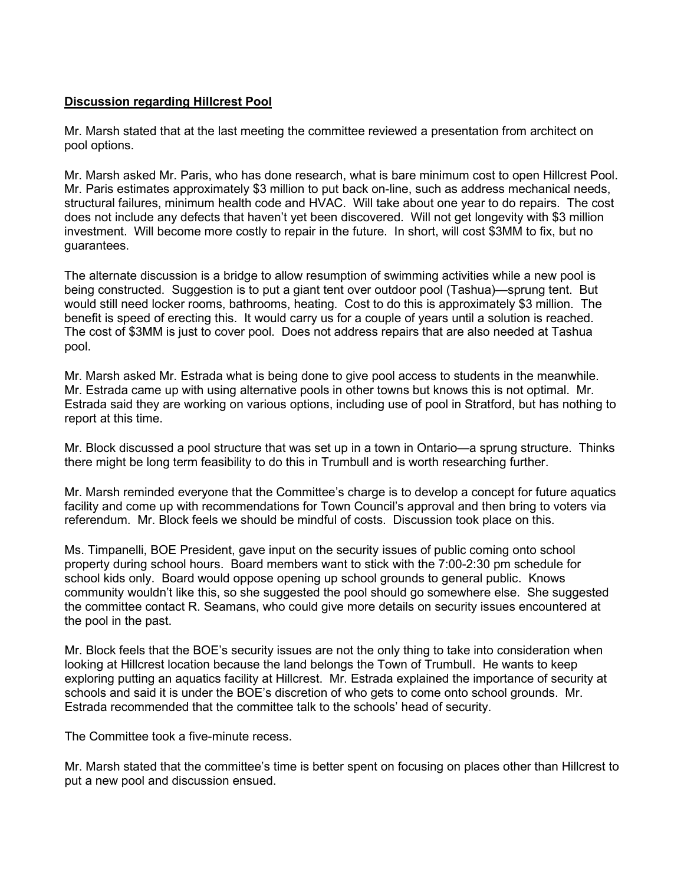**Discussion regarding Hillcrest Pool**

Mr. Marsh stated that at the last meeting the committee reviewed a presentation from architect on pool options.

Mr. Marsh asked Mr. Paris, who has done research, what is bare minimum cost to open Hillcrest Pool. Mr. Paris estimates approximately $3 million to put back on-line, such as address mechanical needs, structural failures, minimum health code and HVAC. Will take about one year to do repairs. The cost does not include any defects that haven't yet been discovered. Will not get longevity with $3 million investment. Will become more costly to repair in the future. In short, will cost $3MM to fix, but no guarantees.

The alternate discussion is a bridge to allow resumption of swimming activities while a new pool is being constructed. Suggestion is to put a giant tent over outdoor pool (Tashua)—sprung tent. But would still need locker rooms, bathrooms, heating. Cost to do this is approximately $3 million. The benefit is speed of erecting this. It would carry us for a couple of years until a solution is reached. The cost of $3MM is just to cover pool. Does not address repairs that are also needed at Tashua pool.

Mr. Marsh asked Mr. Estrada what is being done to give pool access to students in the meanwhile. Mr. Estrada came up with using alternative pools in other towns but knows this is not optimal. Mr. Estrada said they are working on various options, including use of pool in Stratford, but has nothing to report at this time.

Mr. Block discussed a pool structure that was set up in a town in Ontario—a sprung structure. Thinks there might be long term feasibility to do this in Trumbull and is worth researching further.

Mr. Marsh reminded everyone that the Committee's charge is to develop a concept for future aquatics facility and come up with recommendations for Town Council's approval and then bring to voters via referendum. Mr. Block feels we should be mindful of costs. Discussion took place on this.

Ms. Timpanelli, BOE President, gave input on the security issues of public coming onto school property during school hours. Board members want to stick with the 7:00-2:30 pm schedule for school kids only. Board would oppose opening up school grounds to general public. Knows community wouldn't like this, so she suggested the pool should go somewhere else. She suggested the committee contact R. Seamans, who could give more details on security issues encountered at the pool in the past.

Mr. Block feels that the BOE's security issues are not the only thing to take into consideration when looking at Hillcrest location because the land belongs the Town of Trumbull. He wants to keep exploring putting an aquatics facility at Hillcrest. Mr. Estrada explained the importance of security at schools and said it is under the BOE's discretion of who gets to come onto school grounds. Mr. Estrada recommended that the committee talk to the schools' head of security.

The Committee took a five-minute recess.

Mr. Marsh stated that the committee's time is better spent on focusing on places other than Hillcrest to put a new pool and discussion ensued.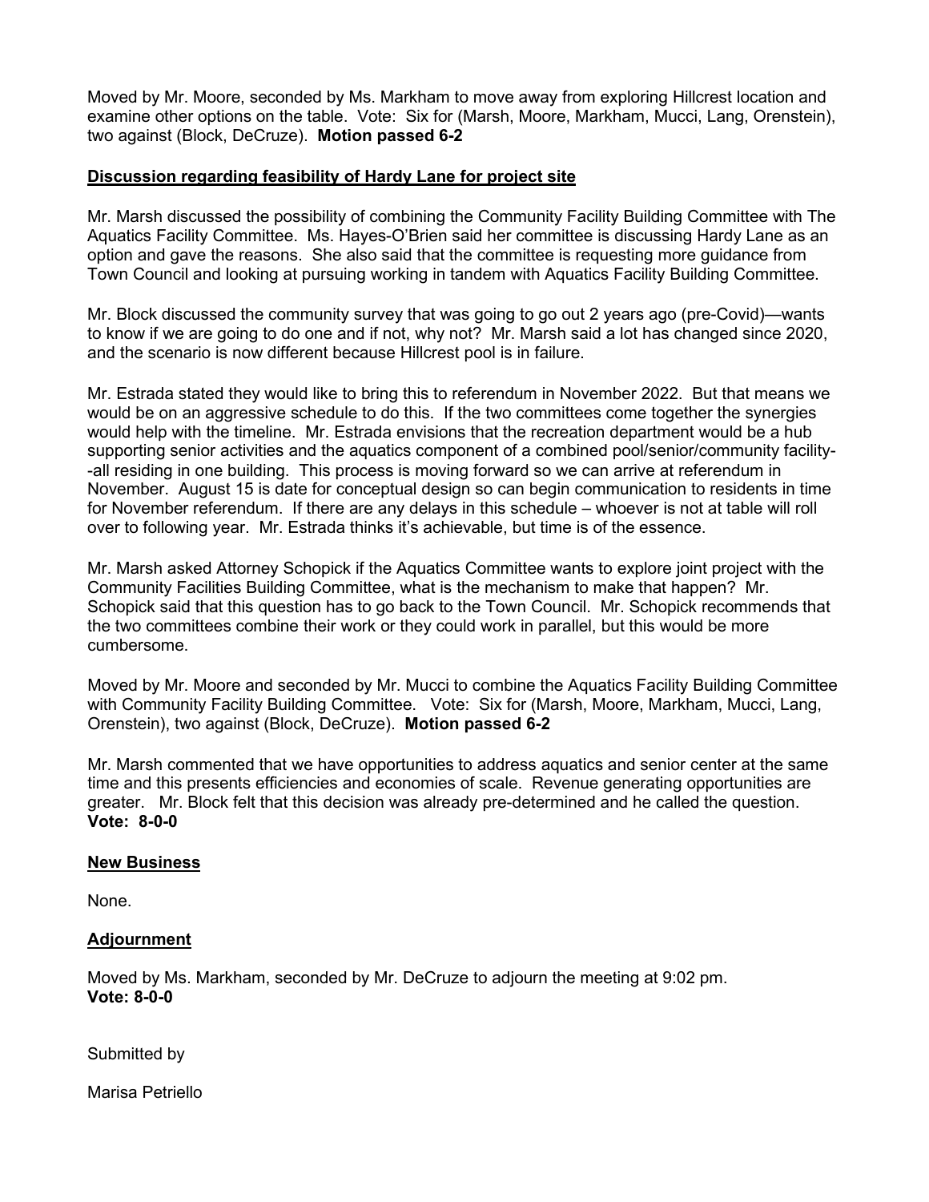Moved by Mr. Moore, seconded by Ms. Markham to move away from exploring Hillcrest location and examine other options on the table. Vote: Six for (Marsh, Moore, Markham, Mucci, Lang, Orenstein), two against (Block, DeCruze). **Motion passed 6-2**

**Discussion regarding feasibility of Hardy Lane for project site**

Mr. Marsh discussed the possibility of combining the Community Facility Building Committee with The Aquatics Facility Committee. Ms. Hayes-O'Brien said her committee is discussing Hardy Lane as an option and gave the reasons. She also said that the committee is requesting more guidance from Town Council and looking at pursuing working in tandem with Aquatics Facility Building Committee.

Mr. Block discussed the community survey that was going to go out 2 years ago (pre-Covid)—wants to know if we are going to do one and if not, why not? Mr. Marsh said a lot has changed since 2020, and the scenario is now different because Hillcrest pool is in failure.

Mr. Estrada stated they would like to bring this to referendum in November 2022. But that means we would be on an aggressive schedule to do this. If the two committees come together the synergies would help with the timeline. Mr. Estrada envisions that the recreation department would be a hub supporting senior activities and the aquatics component of a combined pool/senior/community facility--all residing in one building. This process is moving forward so we can arrive at referendum in November. August 15 is date for conceptual design so can begin communication to residents in time for November referendum. If there are any delays in this schedule – whoever is not at table will roll over to following year. Mr. Estrada thinks it's achievable, but time is of the essence.

Mr. Marsh asked Attorney Schopick if the Aquatics Committee wants to explore joint project with the Community Facilities Building Committee, what is the mechanism to make that happen? Mr. Schopick said that this question has to go back to the Town Council. Mr. Schopick recommends that the two committees combine their work or they could work in parallel, but this would be more cumbersome.

Moved by Mr. Moore and seconded by Mr. Mucci to combine the Aquatics Facility Building Committee with Community Facility Building Committee. Vote: Six for (Marsh, Moore, Markham, Mucci, Lang, Orenstein), two against (Block, DeCruze). **Motion passed 6-2**

Mr. Marsh commented that we have opportunities to address aquatics and senior center at the same time and this presents efficiencies and economies of scale. Revenue generating opportunities are greater. Mr. Block felt that this decision was already pre-determined and he called the question.
**Vote: 8-0-0**

**New Business**

None.

**Adjournment**

Moved by Ms. Markham, seconded by Mr. DeCruze to adjourn the meeting at 9:02 pm.
**Vote: 8-0-0**

Submitted by

Marisa Petriello